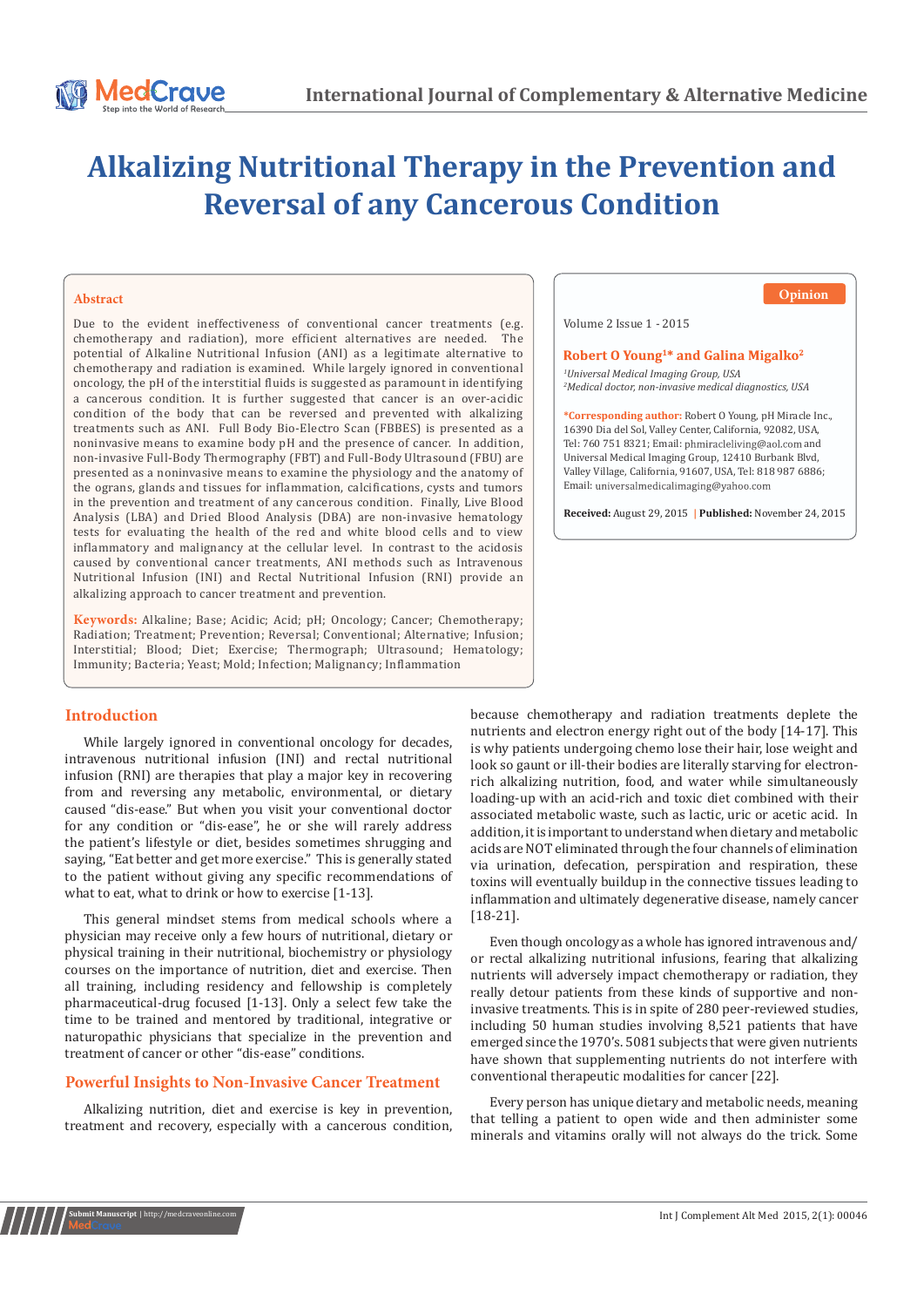# Alkalizing Nutritional Therapy in the Prevention and Reversal of any Cancerous Condition

## Abstract

Due to the evident ineffectiveness of conventional cancer treatments (e.g. chemotherapy and radiation), more efficient alternatives are needed. The potential of Alkaline Nutritional Infusion (ANI) as a legitimate alternative to chemotherapy and radiation is examined. While largely ignored in conventional oncology, the pH of the interstitial fluids is suggested as paramount in identifying a cancerous condition. It is further suggested that cancer is an over-acidic condition of the body that can be reversed and prevented with alkalizing treatments such as ANI. Full Body Bio-Electro Scan (FBBES) is presented as a noninvasive means to examine body pH and the presence of cancer. In addition, non-invasive Full-Body Thermography (FBT) and Full-Body Ultrasound (FBU) are presented as a noninvasive means to examine the physiology and the anatomy of the ograns, glands and tissues for inflammation, calcifications, cysts and tumors in the prevention and treatment of any cancerous condition. Finally, Live Blood Analysis (LBA) and Dried Blood Analysis (DBA) are non-invasive hematology tests for evaluating the health of the red and white blood cells and to view inflammatory and malignancy at the cellular level. In contrast to the acidosis caused by conventional cancer treatments, ANI methods such as Intravenous Nutritional Infusion (INI) and Rectal Nutritional Infusion (RNI) provide an alkalizing approach to cancer treatment and prevention.

**Keywords:** Alkaline; Base; Acidic; Acid; pH; Oncology; Cancer; Chemotherapy; Radiation; Treatment; Prevention; Reversal; Conventional; Alternative; Infusion; Interstitial; Blood; Diet; Exercise; Thermograph; Ultrasound; Hematology; Immunity; Bacteria; Yeast; Mold; Infection; Malignancy; Inflammation

Opinion

Volume 2 Issue 1 - 2015

**Robert O Young[1]* and Galina Migalko[2]**

[1]*Universal Medical Imaging Group, USA*
[2]*Medical doctor, non-invasive medical diagnostics, USA*

***Corresponding author:** Robert O Young, pH Miracle Inc., 16390 Dia del Sol, Valley Center, California, 92082, USA, Tel: 760 751 8321; Email: phmiracleliving@aol.com and Universal Medical Imaging Group, 12410 Burbank Blvd, Valley Village, California, 91607, USA, Tel: 818 987 6886; Email: universalmedicalimaging@yahoo.com

**Received:** August 29, 2015 | **Published:** November 24, 2015

## Introduction

While largely ignored in conventional oncology for decades, intravenous nutritional infusion (INI) and rectal nutritional infusion (RNI) are therapies that play a major key in recovering from and reversing any metabolic, environmental, or dietary caused "dis-ease." But when you visit your conventional doctor for any condition or "dis-ease", he or she will rarely address the patient's lifestyle or diet, besides sometimes shrugging and saying, "Eat better and get more exercise." This is generally stated to the patient without giving any specific recommendations of what to eat, what to drink or how to exercise [1-13].

This general mindset stems from medical schools where a physician may receive only a few hours of nutritional, dietary or physical training in their nutritional, biochemistry or physiology courses on the importance of nutrition, diet and exercise. Then all training, including residency and fellowship is completely pharmaceutical-drug focused [1-13]. Only a select few take the time to be trained and mentored by traditional, integrative or naturopathic physicians that specialize in the prevention and treatment of cancer or other "dis-ease" conditions.

## Powerful Insights to Non-Invasive Cancer Treatment

Alkalizing nutrition, diet and exercise is key in prevention, treatment and recovery, especially with a cancerous condition, because chemotherapy and radiation treatments deplete the nutrients and electron energy right out of the body [14-17]. This is why patients undergoing chemo lose their hair, lose weight and look so gaunt or ill-their bodies are literally starving for electron-rich alkalizing nutrition, food, and water while simultaneously loading-up with an acid-rich and toxic diet combined with their associated metabolic waste, such as lactic, uric or acetic acid. In addition, it is important to understand when dietary and metabolic acids are NOT eliminated through the four channels of elimination via urination, defecation, perspiration and respiration, these toxins will eventually buildup in the connective tissues leading to inflammation and ultimately degenerative disease, namely cancer [18-21].

Even though oncology as a whole has ignored intravenous and/or rectal alkalizing nutritional infusions, fearing that alkalizing nutrients will adversely impact chemotherapy or radiation, they really detour patients from these kinds of supportive and non-invasive treatments. This is in spite of 280 peer-reviewed studies, including 50 human studies involving 8,521 patients that have emerged since the 1970's. 5081 subjects that were given nutrients have shown that supplementing nutrients do not interfere with conventional therapeutic modalities for cancer [22].

Every person has unique dietary and metabolic needs, meaning that telling a patient to open wide and then administer some minerals and vitamins orally will not always do the trick. Some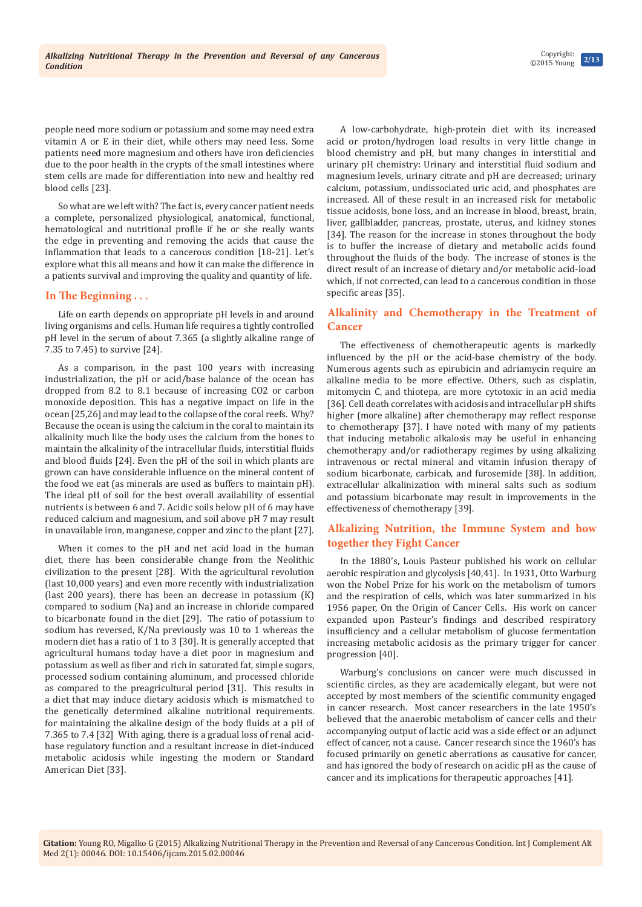people need more sodium or potassium and some may need extra vitamin A or E in their diet, while others may need less. Some patients need more magnesium and others have iron deficiencies due to the poor health in the crypts of the small intestines where stem cells are made for differentiation into new and healthy red blood cells [23].

So what are we left with? The fact is, every cancer patient needs a complete, personalized physiological, anatomical, functional, hematological and nutritional profile if he or she really wants the edge in preventing and removing the acids that cause the inflammation that leads to a cancerous condition [18-21]. Let's explore what this all means and how it can make the difference in a patients survival and improving the quality and quantity of life.

## In The Beginning . . .

Life on earth depends on appropriate pH levels in and around living organisms and cells. Human life requires a tightly controlled pH level in the serum of about 7.365 (a slightly alkaline range of 7.35 to 7.45) to survive [24].

As a comparison, in the past 100 years with increasing industrialization, the pH or acid/base balance of the ocean has dropped from 8.2 to 8.1 because of increasing CO2 or carbon monoxide deposition. This has a negative impact on life in the ocean [25,26] and may lead to the collapse of the coral reefs. Why? Because the ocean is using the calcium in the coral to maintain its alkalinity much like the body uses the calcium from the bones to maintain the alkalinity of the intracellular fluids, interstitial fluids and blood fluids [24]. Even the pH of the soil in which plants are grown can have considerable influence on the mineral content of the food we eat (as minerals are used as buffers to maintain pH). The ideal pH of soil for the best overall availability of essential nutrients is between 6 and 7. Acidic soils below pH of 6 may have reduced calcium and magnesium, and soil above pH 7 may result in unavailable iron, manganese, copper and zinc to the plant [27].

When it comes to the pH and net acid load in the human diet, there has been considerable change from the Neolithic civilization to the present [28]. With the agricultural revolution (last 10,000 years) and even more recently with industrialization (last 200 years), there has been an decrease in potassium (K) compared to sodium (Na) and an increase in chloride compared to bicarbonate found in the diet [29]. The ratio of potassium to sodium has reversed, K/Na previously was 10 to 1 whereas the modern diet has a ratio of 1 to 3 [30]. It is generally accepted that agricultural humans today have a diet poor in magnesium and potassium as well as fiber and rich in saturated fat, simple sugars, processed sodium containing aluminum, and processed chloride as compared to the preagricultural period [31]. This results in a diet that may induce dietary acidosis which is mismatched to the genetically determined alkaline nutritional requirements. for maintaining the alkaline design of the body fluids at a pH of 7.365 to 7.4 [32] With aging, there is a gradual loss of renal acid-base regulatory function and a resultant increase in diet-induced metabolic acidosis while ingesting the modern or Standard American Diet [33].

A low-carbohydrate, high-protein diet with its increased acid or proton/hydrogen load results in very little change in blood chemistry and pH, but many changes in interstitial and urinary pH chemistry: Urinary and interstitial fluid sodium and magnesium levels, urinary citrate and pH are decreased; urinary calcium, potassium, undissociated uric acid, and phosphates are increased. All of these result in an increased risk for metabolic tissue acidosis, bone loss, and an increase in blood, breast, brain, liver, gallbladder, pancreas, prostate, uterus, and kidney stones [34]. The reason for the increase in stones throughout the body is to buffer the increase of dietary and metabolic acids found throughout the fluids of the body. The increase of stones is the direct result of an increase of dietary and/or metabolic acid-load which, if not corrected, can lead to a cancerous condition in those specific areas [35].

## Alkalinity and Chemotherapy in the Treatment of Cancer

The effectiveness of chemotherapeutic agents is markedly influenced by the pH or the acid-base chemistry of the body. Numerous agents such as epirubicin and adriamycin require an alkaline media to be more effective. Others, such as cisplatin, mitomycin C, and thiotepa, are more cytotoxic in an acid media [36]. Cell death correlates with acidosis and intracellular pH shifts higher (more alkaline) after chemotherapy may reflect response to chemotherapy [37]. I have noted with many of my patients that inducing metabolic alkalosis may be useful in enhancing chemotherapy and/or radiotherapy regimes by using alkalizing intravenous or rectal mineral and vitamin infusion therapy of sodium bicarbonate, carbicab, and furosemide [38]. In addition, extracellular alkalinization with mineral salts such as sodium and potassium bicarbonate may result in improvements in the effectiveness of chemotherapy [39].

## Alkalizing Nutrition, the Immune System and how together they Fight Cancer

In the 1880's, Louis Pasteur published his work on cellular aerobic respiration and glycolysis [40,41]. In 1931, Otto Warburg won the Nobel Prize for his work on the metabolism of tumors and the respiration of cells, which was later summarized in his 1956 paper, On the Origin of Cancer Cells. His work on cancer expanded upon Pasteur's findings and described respiratory insufficiency and a cellular metabolism of glucose fermentation increasing metabolic acidosis as the primary trigger for cancer progression [40].

Warburg's conclusions on cancer were much discussed in scientific circles, as they are academically elegant, but were not accepted by most members of the scientific community engaged in cancer research. Most cancer researchers in the late 1950's believed that the anaerobic metabolism of cancer cells and their accompanying output of lactic acid was a side effect or an adjunct effect of cancer, not a cause. Cancer research since the 1960's has focused primarily on genetic aberrations as causative for cancer, and has ignored the body of research on acidic pH as the cause of cancer and its implications for therapeutic approaches [41].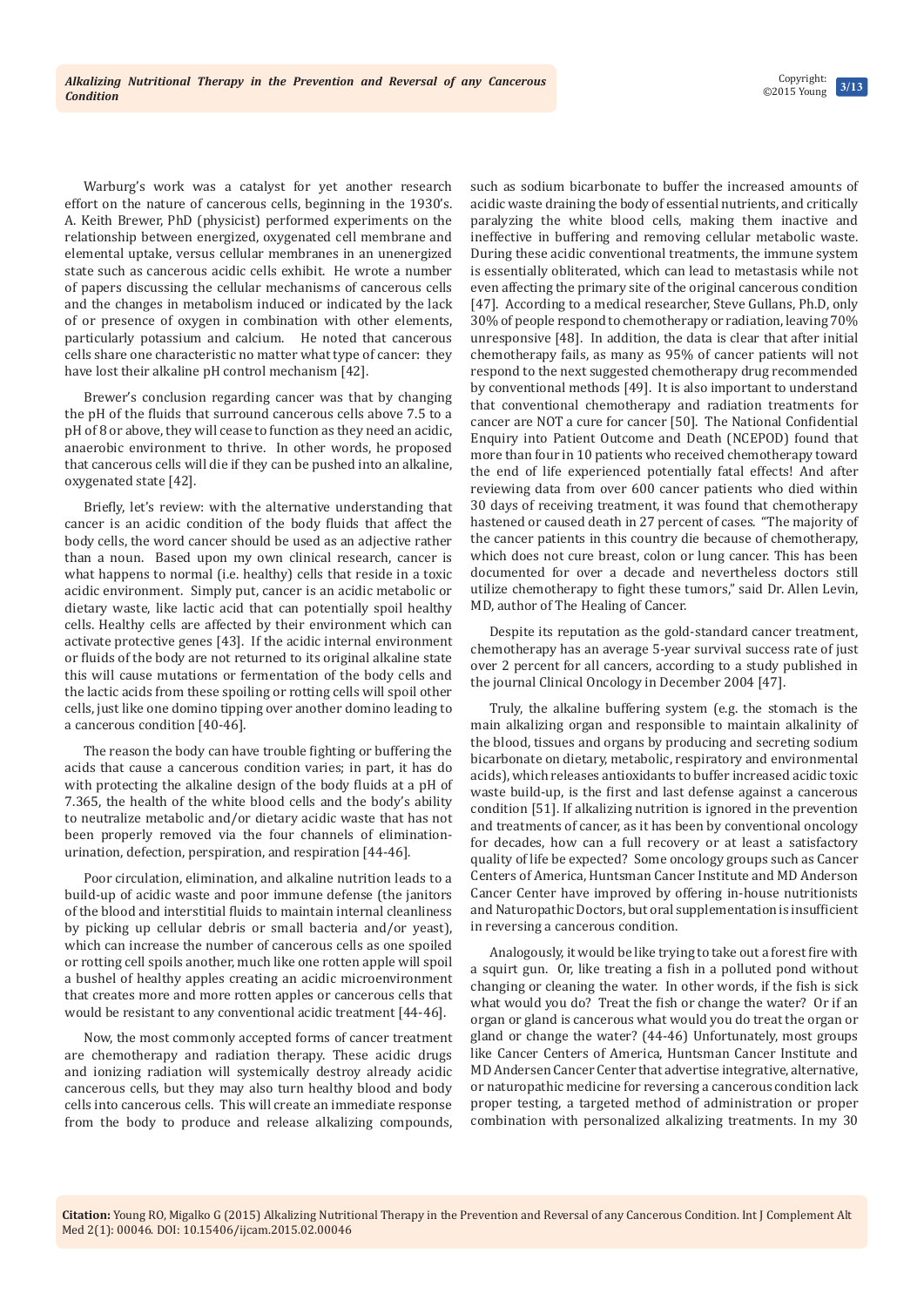Warburg's work was a catalyst for yet another research effort on the nature of cancerous cells, beginning in the 1930's. A. Keith Brewer, PhD (physicist) performed experiments on the relationship between energized, oxygenated cell membrane and elemental uptake, versus cellular membranes in an unenergized state such as cancerous acidic cells exhibit. He wrote a number of papers discussing the cellular mechanisms of cancerous cells and the changes in metabolism induced or indicated by the lack of or presence of oxygen in combination with other elements, particularly potassium and calcium. He noted that cancerous cells share one characteristic no matter what type of cancer: they have lost their alkaline pH control mechanism [42].

Brewer's conclusion regarding cancer was that by changing the pH of the fluids that surround cancerous cells above 7.5 to a pH of 8 or above, they will cease to function as they need an acidic, anaerobic environment to thrive. In other words, he proposed that cancerous cells will die if they can be pushed into an alkaline, oxygenated state [42].

Briefly, let's review: with the alternative understanding that cancer is an acidic condition of the body fluids that affect the body cells, the word cancer should be used as an adjective rather than a noun. Based upon my own clinical research, cancer is what happens to normal (i.e. healthy) cells that reside in a toxic acidic environment. Simply put, cancer is an acidic metabolic or dietary waste, like lactic acid that can potentially spoil healthy cells. Healthy cells are affected by their environment which can activate protective genes [43]. If the acidic internal environment or fluids of the body are not returned to its original alkaline state this will cause mutations or fermentation of the body cells and the lactic acids from these spoiling or rotting cells will spoil other cells, just like one domino tipping over another domino leading to a cancerous condition [40-46].

The reason the body can have trouble fighting or buffering the acids that cause a cancerous condition varies; in part, it has do with protecting the alkaline design of the body fluids at a pH of 7.365, the health of the white blood cells and the body's ability to neutralize metabolic and/or dietary acidic waste that has not been properly removed via the four channels of elimination-urination, defection, perspiration, and respiration [44-46].

Poor circulation, elimination, and alkaline nutrition leads to a build-up of acidic waste and poor immune defense (the janitors of the blood and interstitial fluids to maintain internal cleanliness by picking up cellular debris or small bacteria and/or yeast), which can increase the number of cancerous cells as one spoiled or rotting cell spoils another, much like one rotten apple will spoil a bushel of healthy apples creating an acidic microenvironment that creates more and more rotten apples or cancerous cells that would be resistant to any conventional acidic treatment [44-46].

Now, the most commonly accepted forms of cancer treatment are chemotherapy and radiation therapy. These acidic drugs and ionizing radiation will systemically destroy already acidic cancerous cells, but they may also turn healthy blood and body cells into cancerous cells. This will create an immediate response from the body to produce and release alkalizing compounds, such as sodium bicarbonate to buffer the increased amounts of acidic waste draining the body of essential nutrients, and critically paralyzing the white blood cells, making them inactive and ineffective in buffering and removing cellular metabolic waste. During these acidic conventional treatments, the immune system is essentially obliterated, which can lead to metastasis while not even affecting the primary site of the original cancerous condition [47]. According to a medical researcher, Steve Gullans, Ph.D, only 30% of people respond to chemotherapy or radiation, leaving 70% unresponsive [48]. In addition, the data is clear that after initial chemotherapy fails, as many as 95% of cancer patients will not respond to the next suggested chemotherapy drug recommended by conventional methods [49]. It is also important to understand that conventional chemotherapy and radiation treatments for cancer are NOT a cure for cancer [50]. The National Confidential Enquiry into Patient Outcome and Death (NCEPOD) found that more than four in 10 patients who received chemotherapy toward the end of life experienced potentially fatal effects! And after reviewing data from over 600 cancer patients who died within 30 days of receiving treatment, it was found that chemotherapy hastened or caused death in 27 percent of cases. "The majority of the cancer patients in this country die because of chemotherapy, which does not cure breast, colon or lung cancer. This has been documented for over a decade and nevertheless doctors still utilize chemotherapy to fight these tumors," said Dr. Allen Levin, MD, author of The Healing of Cancer.

Despite its reputation as the gold-standard cancer treatment, chemotherapy has an average 5-year survival success rate of just over 2 percent for all cancers, according to a study published in the journal Clinical Oncology in December 2004 [47].

Truly, the alkaline buffering system (e.g. the stomach is the main alkalizing organ and responsible to maintain alkalinity of the blood, tissues and organs by producing and secreting sodium bicarbonate on dietary, metabolic, respiratory and environmental acids), which releases antioxidants to buffer increased acidic toxic waste build-up, is the first and last defense against a cancerous condition [51]. If alkalizing nutrition is ignored in the prevention and treatments of cancer, as it has been by conventional oncology for decades, how can a full recovery or at least a satisfactory quality of life be expected? Some oncology groups such as Cancer Centers of America, Huntsman Cancer Institute and MD Anderson Cancer Center have improved by offering in-house nutritionists and Naturopathic Doctors, but oral supplementation is insufficient in reversing a cancerous condition.

Analogously, it would be like trying to take out a forest fire with a squirt gun. Or, like treating a fish in a polluted pond without changing or cleaning the water. In other words, if the fish is sick what would you do? Treat the fish or change the water? Or if an organ or gland is cancerous what would you do treat the organ or gland or change the water? (44-46) Unfortunately, most groups like Cancer Centers of America, Huntsman Cancer Institute and MD Andersen Cancer Center that advertise integrative, alternative, or naturopathic medicine for reversing a cancerous condition lack proper testing, a targeted method of administration or proper combination with personalized alkalizing treatments. In my 30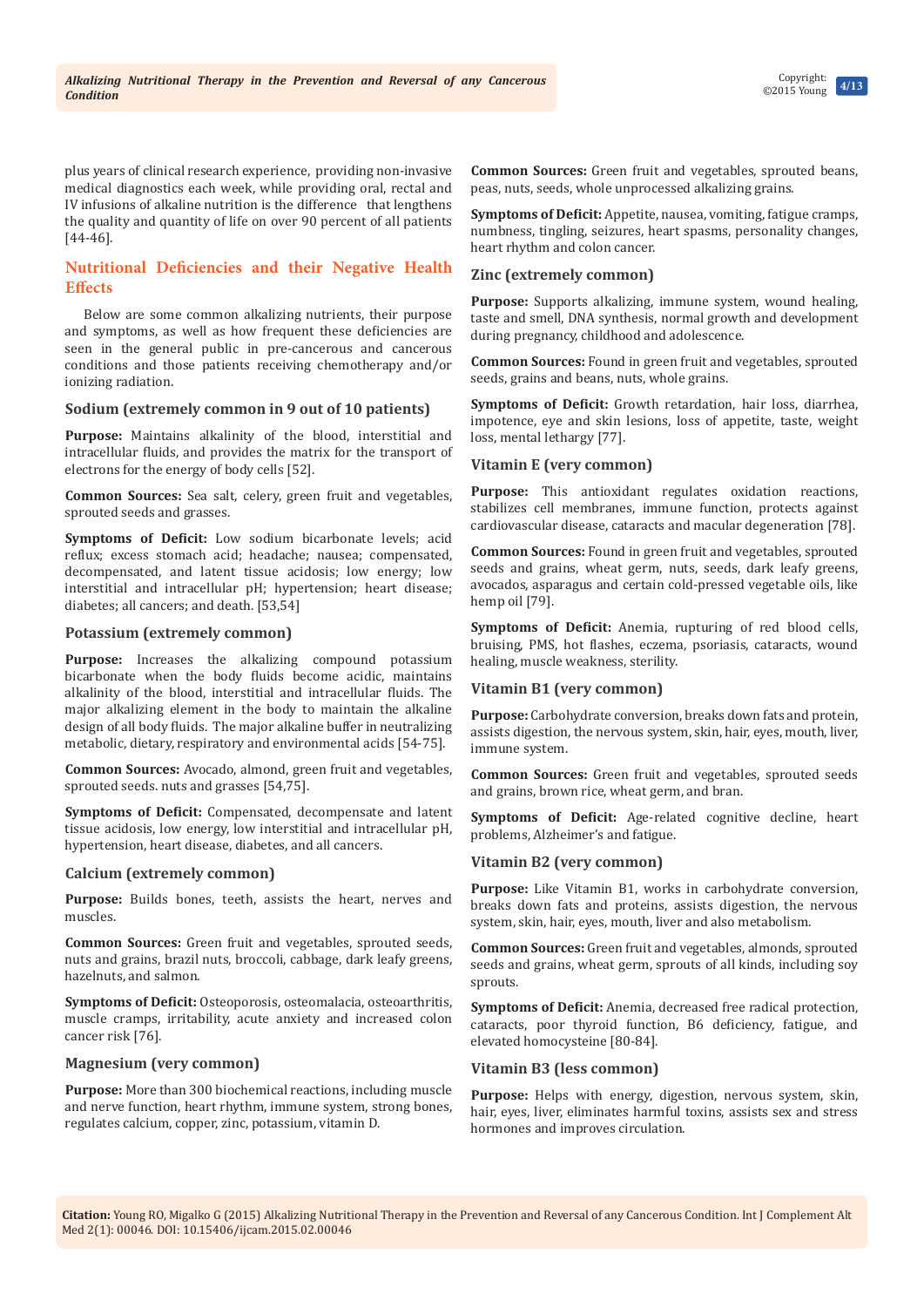plus years of clinical research experience, providing non-invasive medical diagnostics each week, while providing oral, rectal and IV infusions of alkaline nutrition is the difference that lengthens the quality and quantity of life on over 90 percent of all patients [44-46].

## Nutritional Deficiencies and their Negative Health Effects

Below are some common alkalizing nutrients, their purpose and symptoms, as well as how frequent these deficiencies are seen in the general public in pre-cancerous and cancerous conditions and those patients receiving chemotherapy and/or ionizing radiation.

### Sodium (extremely common in 9 out of 10 patients)

**Purpose:** Maintains alkalinity of the blood, interstitial and intracellular fluids, and provides the matrix for the transport of electrons for the energy of body cells [52].

**Common Sources:** Sea salt, celery, green fruit and vegetables, sprouted seeds and grasses.

**Symptoms of Deficit:** Low sodium bicarbonate levels; acid reflux; excess stomach acid; headache; nausea; compensated, decompensated, and latent tissue acidosis; low energy; low interstitial and intracellular pH; hypertension; heart disease; diabetes; all cancers; and death. [53,54]

### Potassium (extremely common)

**Purpose:** Increases the alkalizing compound potassium bicarbonate when the body fluids become acidic, maintains alkalinity of the blood, interstitial and intracellular fluids. The major alkalizing element in the body to maintain the alkaline design of all body fluids. The major alkaline buffer in neutralizing metabolic, dietary, respiratory and environmental acids [54-75].

**Common Sources:** Avocado, almond, green fruit and vegetables, sprouted seeds. nuts and grasses [54,75].

**Symptoms of Deficit:** Compensated, decompensate and latent tissue acidosis, low energy, low interstitial and intracellular pH, hypertension, heart disease, diabetes, and all cancers.

### Calcium (extremely common)

**Purpose:** Builds bones, teeth, assists the heart, nerves and muscles.

**Common Sources:** Green fruit and vegetables, sprouted seeds, nuts and grains, brazil nuts, broccoli, cabbage, dark leafy greens, hazelnuts, and salmon.

**Symptoms of Deficit:** Osteoporosis, osteomalacia, osteoarthritis, muscle cramps, irritability, acute anxiety and increased colon cancer risk [76].

### Magnesium (very common)

**Purpose:** More than 300 biochemical reactions, including muscle and nerve function, heart rhythm, immune system, strong bones, regulates calcium, copper, zinc, potassium, vitamin D.

**Common Sources:** Green fruit and vegetables, sprouted beans, peas, nuts, seeds, whole unprocessed alkalizing grains.

**Symptoms of Deficit:** Appetite, nausea, vomiting, fatigue cramps, numbness, tingling, seizures, heart spasms, personality changes, heart rhythm and colon cancer.

### Zinc (extremely common)

**Purpose:** Supports alkalizing, immune system, wound healing, taste and smell, DNA synthesis, normal growth and development during pregnancy, childhood and adolescence.

**Common Sources:** Found in green fruit and vegetables, sprouted seeds, grains and beans, nuts, whole grains.

**Symptoms of Deficit:** Growth retardation, hair loss, diarrhea, impotence, eye and skin lesions, loss of appetite, taste, weight loss, mental lethargy [77].

### Vitamin E (very common)

**Purpose:** This antioxidant regulates oxidation reactions, stabilizes cell membranes, immune function, protects against cardiovascular disease, cataracts and macular degeneration [78].

**Common Sources:** Found in green fruit and vegetables, sprouted seeds and grains, wheat germ, nuts, seeds, dark leafy greens, avocados, asparagus and certain cold-pressed vegetable oils, like hemp oil [79].

**Symptoms of Deficit:** Anemia, rupturing of red blood cells, bruising, PMS, hot flashes, eczema, psoriasis, cataracts, wound healing, muscle weakness, sterility.

### Vitamin B1 (very common)

**Purpose:** Carbohydrate conversion, breaks down fats and protein, assists digestion, the nervous system, skin, hair, eyes, mouth, liver, immune system.

**Common Sources:** Green fruit and vegetables, sprouted seeds and grains, brown rice, wheat germ, and bran.

**Symptoms of Deficit:** Age-related cognitive decline, heart problems, Alzheimer's and fatigue.

### Vitamin B2 (very common)

**Purpose:** Like Vitamin B1, works in carbohydrate conversion, breaks down fats and proteins, assists digestion, the nervous system, skin, hair, eyes, mouth, liver and also metabolism.

**Common Sources:** Green fruit and vegetables, almonds, sprouted seeds and grains, wheat germ, sprouts of all kinds, including soy sprouts.

**Symptoms of Deficit:** Anemia, decreased free radical protection, cataracts, poor thyroid function, B6 deficiency, fatigue, and elevated homocysteine [80-84].

### Vitamin B3 (less common)

**Purpose:** Helps with energy, digestion, nervous system, skin, hair, eyes, liver, eliminates harmful toxins, assists sex and stress hormones and improves circulation.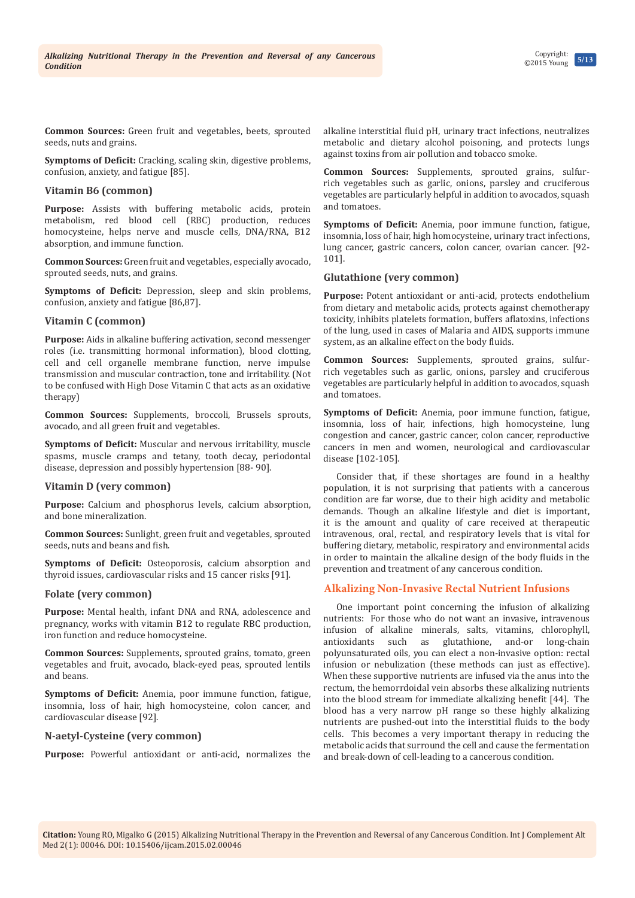**Common Sources:** Green fruit and vegetables, beets, sprouted seeds, nuts and grains.

**Symptoms of Deficit:** Cracking, scaling skin, digestive problems, confusion, anxiety, and fatigue [85].

### Vitamin B6 (common)

**Purpose:** Assists with buffering metabolic acids, protein metabolism, red blood cell (RBC) production, reduces homocysteine, helps nerve and muscle cells, DNA/RNA, B12 absorption, and immune function.

**Common Sources:** Green fruit and vegetables, especially avocado, sprouted seeds, nuts, and grains.

**Symptoms of Deficit:** Depression, sleep and skin problems, confusion, anxiety and fatigue [86,87].

### Vitamin C (common)

**Purpose:** Aids in alkaline buffering activation, second messenger roles (i.e. transmitting hormonal information), blood clotting, cell and cell organelle membrane function, nerve impulse transmission and muscular contraction, tone and irritability. (Not to be confused with High Dose Vitamin C that acts as an oxidative therapy)

**Common Sources:** Supplements, broccoli, Brussels sprouts, avocado, and all green fruit and vegetables.

**Symptoms of Deficit:** Muscular and nervous irritability, muscle spasms, muscle cramps and tetany, tooth decay, periodontal disease, depression and possibly hypertension [88- 90].

### Vitamin D (very common)

**Purpose:** Calcium and phosphorus levels, calcium absorption, and bone mineralization.

**Common Sources:** Sunlight, green fruit and vegetables, sprouted seeds, nuts and beans and fish.

**Symptoms of Deficit:** Osteoporosis, calcium absorption and thyroid issues, cardiovascular risks and 15 cancer risks [91].

### Folate (very common)

**Purpose:** Mental health, infant DNA and RNA, adolescence and pregnancy, works with vitamin B12 to regulate RBC production, iron function and reduce homocysteine.

**Common Sources:** Supplements, sprouted grains, tomato, green vegetables and fruit, avocado, black-eyed peas, sprouted lentils and beans.

**Symptoms of Deficit:** Anemia, poor immune function, fatigue, insomnia, loss of hair, high homocysteine, colon cancer, and cardiovascular disease [92].

### N-aetyl-Cysteine (very common)

**Purpose:** Powerful antioxidant or anti-acid, normalizes the alkaline interstitial fluid pH, urinary tract infections, neutralizes metabolic and dietary alcohol poisoning, and protects lungs against toxins from air pollution and tobacco smoke.

**Common Sources:** Supplements, sprouted grains, sulfur-rich vegetables such as garlic, onions, parsley and cruciferous vegetables are particularly helpful in addition to avocados, squash and tomatoes.

**Symptoms of Deficit:** Anemia, poor immune function, fatigue, insomnia, loss of hair, high homocysteine, urinary tract infections, lung cancer, gastric cancers, colon cancer, ovarian cancer. [92-101].

### Glutathione (very common)

**Purpose:** Potent antioxidant or anti-acid, protects endothelium from dietary and metabolic acids, protects against chemotherapy toxicity, inhibits platelets formation, buffers aflatoxins, infections of the lung, used in cases of Malaria and AIDS, supports immune system, as an alkaline effect on the body fluids.

**Common Sources:** Supplements, sprouted grains, sulfur-rich vegetables such as garlic, onions, parsley and cruciferous vegetables are particularly helpful in addition to avocados, squash and tomatoes.

**Symptoms of Deficit:** Anemia, poor immune function, fatigue, insomnia, loss of hair, infections, high homocysteine, lung congestion and cancer, gastric cancer, colon cancer, reproductive cancers in men and women, neurological and cardiovascular disease [102-105].

Consider that, if these shortages are found in a healthy population, it is not surprising that patients with a cancerous condition are far worse, due to their high acidity and metabolic demands. Though an alkaline lifestyle and diet is important, it is the amount and quality of care received at therapeutic intravenous, oral, rectal, and respiratory levels that is vital for buffering dietary, metabolic, respiratory and environmental acids in order to maintain the alkaline design of the body fluids in the prevention and treatment of any cancerous condition.

## Alkalizing Non-Invasive Rectal Nutrient Infusions

One important point concerning the infusion of alkalizing nutrients: For those who do not want an invasive, intravenous infusion of alkaline minerals, salts, vitamins, chlorophyll, antioxidants such as glutathione, and-or long-chain polyunsaturated oils, you can elect a non-invasive option: rectal infusion or nebulization (these methods can just as effective). When these supportive nutrients are infused via the anus into the rectum, the hemorrdoidal vein absorbs these alkalizing nutrients into the blood stream for immediate alkalizing benefit [44]. The blood has a very narrow pH range so these highly alkalizing nutrients are pushed-out into the interstitial fluids to the body cells. This becomes a very important therapy in reducing the metabolic acids that surround the cell and cause the fermentation and break-down of cell-leading to a cancerous condition.

**Citation:** Young RO, Migalko G (2015) Alkalizing Nutritional Therapy in the Prevention and Reversal of any Cancerous Condition. Int J Complement Alt Med 2(1): 00046. DOI: 10.15406/ijcam.2015.02.00046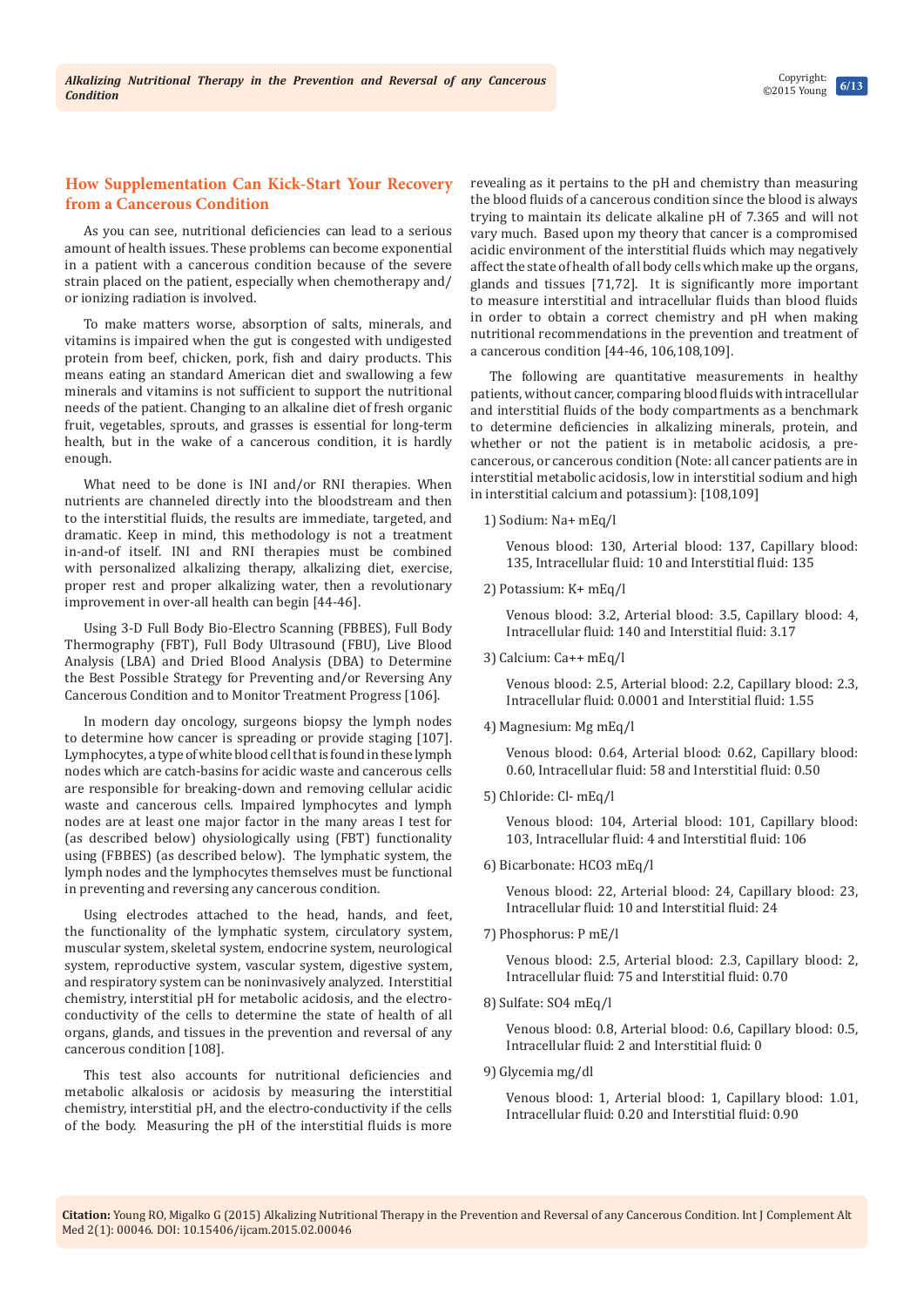## How Supplementation Can Kick-Start Your Recovery from a Cancerous Condition

As you can see, nutritional deficiencies can lead to a serious amount of health issues. These problems can become exponential in a patient with a cancerous condition because of the severe strain placed on the patient, especially when chemotherapy and/or ionizing radiation is involved.

To make matters worse, absorption of salts, minerals, and vitamins is impaired when the gut is congested with undigested protein from beef, chicken, pork, fish and dairy products. This means eating an standard American diet and swallowing a few minerals and vitamins is not sufficient to support the nutritional needs of the patient. Changing to an alkaline diet of fresh organic fruit, vegetables, sprouts, and grasses is essential for long-term health, but in the wake of a cancerous condition, it is hardly enough.

What need to be done is INI and/or RNI therapies. When nutrients are channeled directly into the bloodstream and then to the interstitial fluids, the results are immediate, targeted, and dramatic. Keep in mind, this methodology is not a treatment in-and-of itself. INI and RNI therapies must be combined with personalized alkalizing therapy, alkalizing diet, exercise, proper rest and proper alkalizing water, then a revolutionary improvement in over-all health can begin [44-46].

Using 3-D Full Body Bio-Electro Scanning (FBBES), Full Body Thermography (FBT), Full Body Ultrasound (FBU), Live Blood Analysis (LBA) and Dried Blood Analysis (DBA) to Determine the Best Possible Strategy for Preventing and/or Reversing Any Cancerous Condition and to Monitor Treatment Progress [106].

In modern day oncology, surgeons biopsy the lymph nodes to determine how cancer is spreading or provide staging [107]. Lymphocytes, a type of white blood cell that is found in these lymph nodes which are catch-basins for acidic waste and cancerous cells are responsible for breaking-down and removing cellular acidic waste and cancerous cells. Impaired lymphocytes and lymph nodes are at least one major factor in the many areas I test for (as described below) ohysiologically using (FBT) functionality using (FBBES) (as described below). The lymphatic system, the lymph nodes and the lymphocytes themselves must be functional in preventing and reversing any cancerous condition.

Using electrodes attached to the head, hands, and feet, the functionality of the lymphatic system, circulatory system, muscular system, skeletal system, endocrine system, neurological system, reproductive system, vascular system, digestive system, and respiratory system can be noninvasively analyzed. Interstitial chemistry, interstitial pH for metabolic acidosis, and the electro-conductivity of the cells to determine the state of health of all organs, glands, and tissues in the prevention and reversal of any cancerous condition [108].

This test also accounts for nutritional deficiencies and metabolic alkalosis or acidosis by measuring the interstitial chemistry, interstitial pH, and the electro-conductivity if the cells of the body. Measuring the pH of the interstitial fluids is more revealing as it pertains to the pH and chemistry than measuring the blood fluids of a cancerous condition since the blood is always trying to maintain its delicate alkaline pH of 7.365 and will not vary much. Based upon my theory that cancer is a compromised acidic environment of the interstitial fluids which may negatively affect the state of health of all body cells which make up the organs, glands and tissues [71,72]. It is significantly more important to measure interstitial and intracellular fluids than blood fluids in order to obtain a correct chemistry and pH when making nutritional recommendations in the prevention and treatment of a cancerous condition [44-46, 106,108,109].

The following are quantitative measurements in healthy patients, without cancer, comparing blood fluids with intracellular and interstitial fluids of the body compartments as a benchmark to determine deficiencies in alkalizing minerals, protein, and whether or not the patient is in metabolic acidosis, a pre-cancerous, or cancerous condition (Note: all cancer patients are in interstitial metabolic acidosis, low in interstitial sodium and high in interstitial calcium and potassium): [108,109]

1) Sodium: $Na^+$ mEq/l

   Venous blood: 130, Arterial blood: 137, Capillary blood: 135, Intracellular fluid: 10 and Interstitial fluid: 135

2) Potassium: $K^+$ mEq/l

   Venous blood: 3.2, Arterial blood: 3.5, Capillary blood: 4, Intracellular fluid: 140 and Interstitial fluid: 3.17

3) Calcium: $Ca^{++}$ mEq/l

   Venous blood: 2.5, Arterial blood: 2.2, Capillary blood: 2.3, Intracellular fluid: 0.0001 and Interstitial fluid: 1.55

4) Magnesium: Mg mEq/l

   Venous blood: 0.64, Arterial blood: 0.62, Capillary blood: 0.60, Intracellular fluid: 58 and Interstitial fluid: 0.50

5) Chloride: $Cl^-$ mEq/l

   Venous blood: 104, Arterial blood: 101, Capillary blood: 103, Intracellular fluid: 4 and Interstitial fluid: 106

6) Bicarbonate: $HCO_3$ mEq/l

   Venous blood: 22, Arterial blood: 24, Capillary blood: 23, Intracellular fluid: 10 and Interstitial fluid: 24

7) Phosphorus: P mE/l

   Venous blood: 2.5, Arterial blood: 2.3, Capillary blood: 2, Intracellular fluid: 75 and Interstitial fluid: 0.70

8) Sulfate: $SO_4$ mEq/l

   Venous blood: 0.8, Arterial blood: 0.6, Capillary blood: 0.5, Intracellular fluid: 2 and Interstitial fluid: 0

9) Glycemia mg/dl

   Venous blood: 1, Arterial blood: 1, Capillary blood: 1.01, Intracellular fluid: 0.20 and Interstitial fluid: 0.90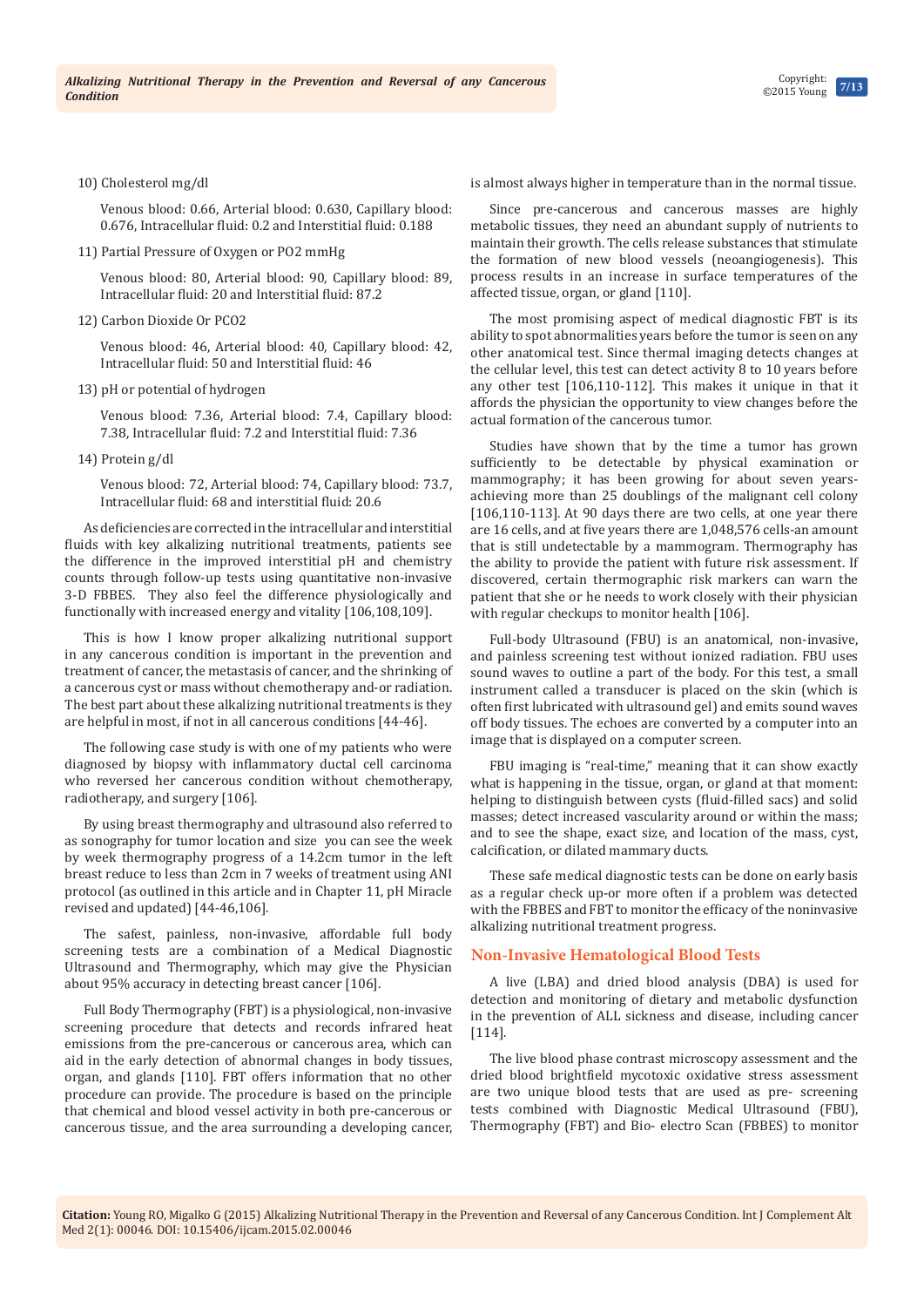10) Cholesterol mg/dl

Venous blood: 0.66, Arterial blood: 0.630, Capillary blood: 0.676, Intracellular fluid: 0.2 and Interstitial fluid: 0.188

11) Partial Pressure of Oxygen or PO2 mmHg

Venous blood: 80, Arterial blood: 90, Capillary blood: 89, Intracellular fluid: 20 and Interstitial fluid: 87.2

12) Carbon Dioxide Or PCO2

Venous blood: 46, Arterial blood: 40, Capillary blood: 42, Intracellular fluid: 50 and Interstitial fluid: 46

13) pH or potential of hydrogen

Venous blood: 7.36, Arterial blood: 7.4, Capillary blood: 7.38, Intracellular fluid: 7.2 and Interstitial fluid: 7.36

14) Protein g/dl

Venous blood: 72, Arterial blood: 74, Capillary blood: 73.7, Intracellular fluid: 68 and interstitial fluid: 20.6

As deficiencies are corrected in the intracellular and interstitial fluids with key alkalizing nutritional treatments, patients see the difference in the improved interstitial pH and chemistry counts through follow-up tests using quantitative non-invasive 3-D FBBES. They also feel the difference physiologically and functionally with increased energy and vitality [106,108,109].

This is how I know proper alkalizing nutritional support in any cancerous condition is important in the prevention and treatment of cancer, the metastasis of cancer, and the shrinking of a cancerous cyst or mass without chemotherapy and-or radiation. The best part about these alkalizing nutritional treatments is they are helpful in most, if not in all cancerous conditions [44-46].

The following case study is with one of my patients who were diagnosed by biopsy with inflammatory ductal cell carcinoma who reversed her cancerous condition without chemotherapy, radiotherapy, and surgery [106].

By using breast thermography and ultrasound also referred to as sonography for tumor location and size you can see the week by week thermography progress of a 14.2cm tumor in the left breast reduce to less than 2cm in 7 weeks of treatment using ANI protocol (as outlined in this article and in Chapter 11, pH Miracle revised and updated) [44-46,106].

The safest, painless, non-invasive, affordable full body screening tests are a combination of a Medical Diagnostic Ultrasound and Thermography, which may give the Physician about 95% accuracy in detecting breast cancer [106].

Full Body Thermography (FBT) is a physiological, non-invasive screening procedure that detects and records infrared heat emissions from the pre-cancerous or cancerous area, which can aid in the early detection of abnormal changes in body tissues, organ, and glands [110]. FBT offers information that no other procedure can provide. The procedure is based on the principle that chemical and blood vessel activity in both pre-cancerous or cancerous tissue, and the area surrounding a developing cancer, is almost always higher in temperature than in the normal tissue.

Since pre-cancerous and cancerous masses are highly metabolic tissues, they need an abundant supply of nutrients to maintain their growth. The cells release substances that stimulate the formation of new blood vessels (neoangiogenesis). This process results in an increase in surface temperatures of the affected tissue, organ, or gland [110].

The most promising aspect of medical diagnostic FBT is its ability to spot abnormalities years before the tumor is seen on any other anatomical test. Since thermal imaging detects changes at the cellular level, this test can detect activity 8 to 10 years before any other test [106,110-112]. This makes it unique in that it affords the physician the opportunity to view changes before the actual formation of the cancerous tumor.

Studies have shown that by the time a tumor has grown sufficiently to be detectable by physical examination or mammography; it has been growing for about seven years-achieving more than 25 doublings of the malignant cell colony [106,110-113]. At 90 days there are two cells, at one year there are 16 cells, and at five years there are 1,048,576 cells-an amount that is still undetectable by a mammogram. Thermography has the ability to provide the patient with future risk assessment. If discovered, certain thermographic risk markers can warn the patient that she or he needs to work closely with their physician with regular checkups to monitor health [106].

Full-body Ultrasound (FBU) is an anatomical, non-invasive, and painless screening test without ionized radiation. FBU uses sound waves to outline a part of the body. For this test, a small instrument called a transducer is placed on the skin (which is often first lubricated with ultrasound gel) and emits sound waves off body tissues. The echoes are converted by a computer into an image that is displayed on a computer screen.

FBU imaging is "real-time," meaning that it can show exactly what is happening in the tissue, organ, or gland at that moment: helping to distinguish between cysts (fluid-filled sacs) and solid masses; detect increased vascularity around or within the mass; and to see the shape, exact size, and location of the mass, cyst, calcification, or dilated mammary ducts.

These safe medical diagnostic tests can be done on early basis as a regular check up-or more often if a problem was detected with the FBBES and FBT to monitor the efficacy of the noninvasive alkalizing nutritional treatment progress.

## Non-Invasive Hematological Blood Tests

A live (LBA) and dried blood analysis (DBA) is used for detection and monitoring of dietary and metabolic dysfunction in the prevention of ALL sickness and disease, including cancer [114].

The live blood phase contrast microscopy assessment and the dried blood brightfield mycotoxic oxidative stress assessment are two unique blood tests that are used as pre- screening tests combined with Diagnostic Medical Ultrasound (FBU), Thermography (FBT) and Bio- electro Scan (FBBES) to monitor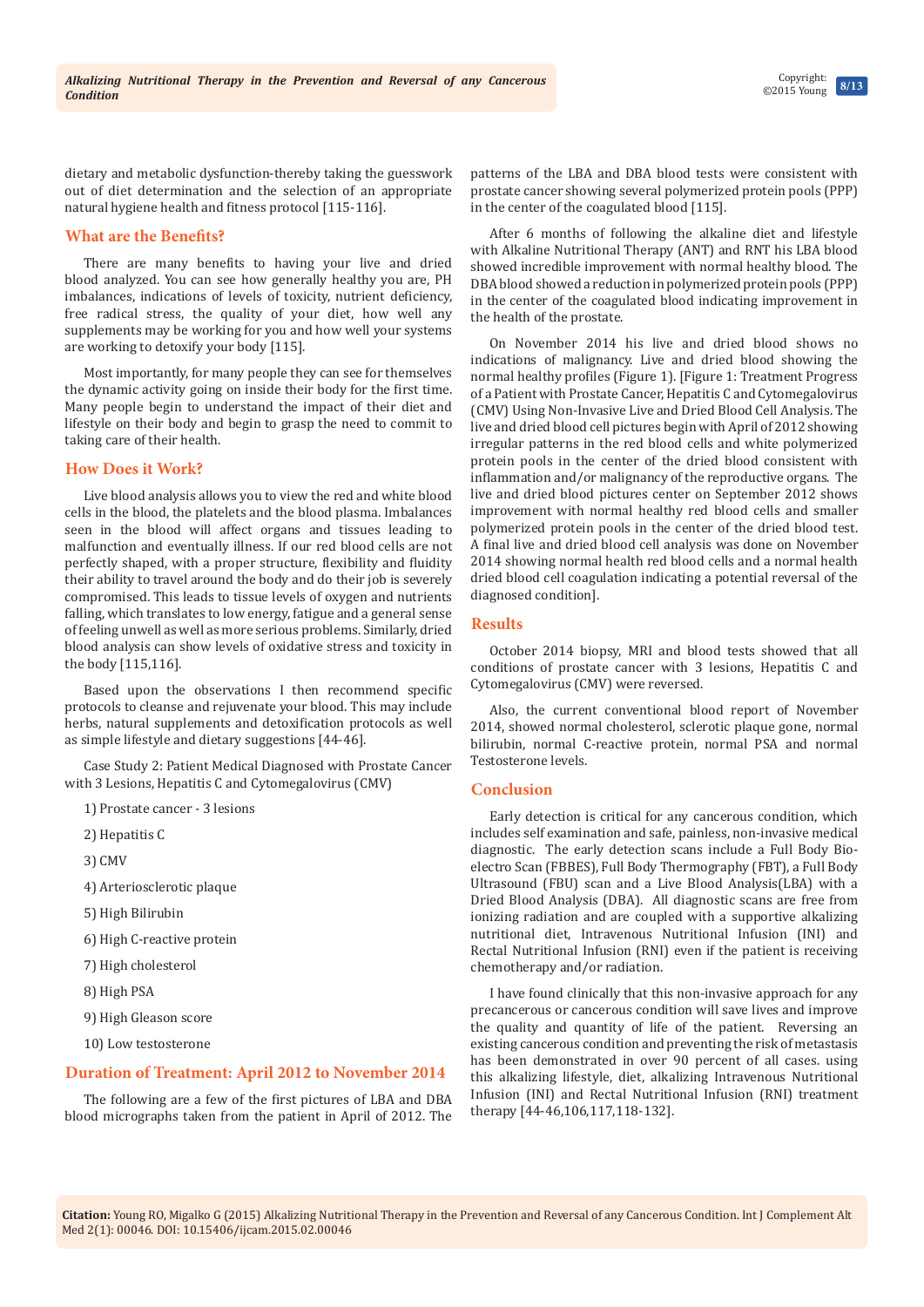dietary and metabolic dysfunction-thereby taking the guesswork out of diet determination and the selection of an appropriate natural hygiene health and fitness protocol [115-116].

## What are the Benefits?

There are many benefits to having your live and dried blood analyzed. You can see how generally healthy you are, PH imbalances, indications of levels of toxicity, nutrient deficiency, free radical stress, the quality of your diet, how well any supplements may be working for you and how well your systems are working to detoxify your body [115].

Most importantly, for many people they can see for themselves the dynamic activity going on inside their body for the first time. Many people begin to understand the impact of their diet and lifestyle on their body and begin to grasp the need to commit to taking care of their health.

## How Does it Work?

Live blood analysis allows you to view the red and white blood cells in the blood, the platelets and the blood plasma. Imbalances seen in the blood will affect organs and tissues leading to malfunction and eventually illness. If our red blood cells are not perfectly shaped, with a proper structure, flexibility and fluidity their ability to travel around the body and do their job is severely compromised. This leads to tissue levels of oxygen and nutrients falling, which translates to low energy, fatigue and a general sense of feeling unwell as well as more serious problems. Similarly, dried blood analysis can show levels of oxidative stress and toxicity in the body [115,116].

Based upon the observations I then recommend specific protocols to cleanse and rejuvenate your blood. This may include herbs, natural supplements and detoxification protocols as well as simple lifestyle and dietary suggestions [44-46].

Case Study 2: Patient Medical Diagnosed with Prostate Cancer with 3 Lesions, Hepatitis C and Cytomegalovirus (CMV)

1) Prostate cancer - 3 lesions

2) Hepatitis C

3) CMV

4) Arteriosclerotic plaque

5) High Bilirubin

6) High C-reactive protein

7) High cholesterol

8) High PSA

9) High Gleason score

10) Low testosterone

## Duration of Treatment: April 2012 to November 2014

The following are a few of the first pictures of LBA and DBA blood micrographs taken from the patient in April of 2012. The patterns of the LBA and DBA blood tests were consistent with prostate cancer showing several polymerized protein pools (PPP) in the center of the coagulated blood [115].

After 6 months of following the alkaline diet and lifestyle with Alkaline Nutritional Therapy (ANT) and RNT his LBA blood showed incredible improvement with normal healthy blood. The DBA blood showed a reduction in polymerized protein pools (PPP) in the center of the coagulated blood indicating improvement in the health of the prostate.

On November 2014 his live and dried blood shows no indications of malignancy. Live and dried blood showing the normal healthy profiles (Figure 1). [Figure 1: Treatment Progress of a Patient with Prostate Cancer, Hepatitis C and Cytomegalovirus (CMV) Using Non-Invasive Live and Dried Blood Cell Analysis. The live and dried blood cell pictures begin with April of 2012 showing irregular patterns in the red blood cells and white polymerized protein pools in the center of the dried blood consistent with inflammation and/or malignancy of the reproductive organs. The live and dried blood pictures center on September 2012 shows improvement with normal healthy red blood cells and smaller polymerized protein pools in the center of the dried blood test. A final live and dried blood cell analysis was done on November 2014 showing normal health red blood cells and a normal health dried blood cell coagulation indicating a potential reversal of the diagnosed condition].

## Results

October 2014 biopsy, MRI and blood tests showed that all conditions of prostate cancer with 3 lesions, Hepatitis C and Cytomegalovirus (CMV) were reversed.

Also, the current conventional blood report of November 2014, showed normal cholesterol, sclerotic plaque gone, normal bilirubin, normal C-reactive protein, normal PSA and normal Testosterone levels.

## Conclusion

Early detection is critical for any cancerous condition, which includes self examination and safe, painless, non-invasive medical diagnostic. The early detection scans include a Full Body Bio-electro Scan (FBBES), Full Body Thermography (FBT), a Full Body Ultrasound (FBU) scan and a Live Blood Analysis(LBA) with a Dried Blood Analysis (DBA). All diagnostic scans are free from ionizing radiation and are coupled with a supportive alkalizing nutritional diet, Intravenous Nutritional Infusion (INI) and Rectal Nutritional Infusion (RNI) even if the patient is receiving chemotherapy and/or radiation.

I have found clinically that this non-invasive approach for any precancerous or cancerous condition will save lives and improve the quality and quantity of life of the patient. Reversing an existing cancerous condition and preventing the risk of metastasis has been demonstrated in over 90 percent of all cases. using this alkalizing lifestyle, diet, alkalizing Intravenous Nutritional Infusion (INI) and Rectal Nutritional Infusion (RNI) treatment therapy [44-46,106,117,118-132].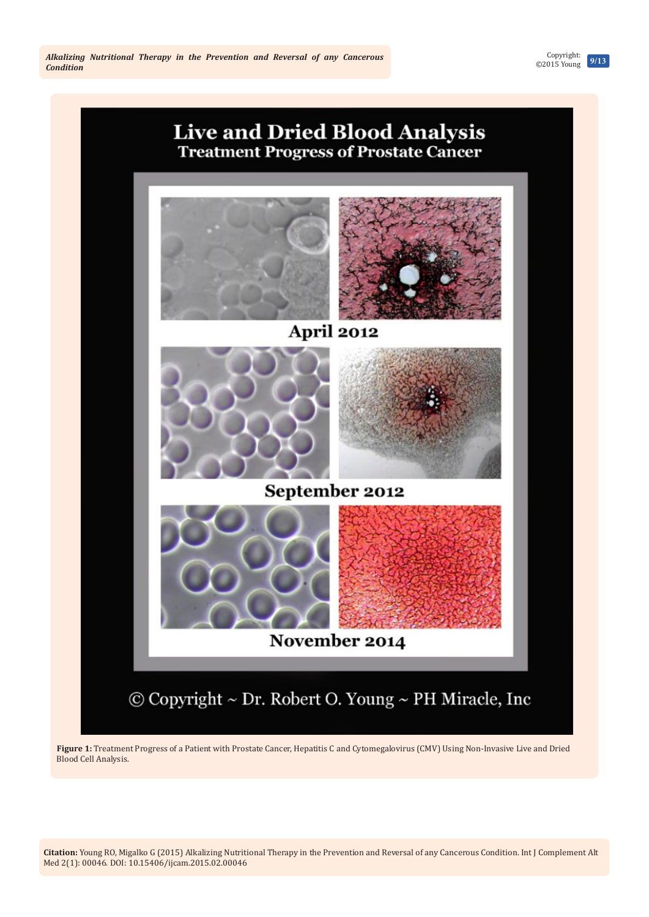Live and Dried Blood Analysis

Treatment Progress of Prostate Cancer

April 2012

September 2012

November 2014

© Copyright ~ Dr. Robert O. Young ~ PH Miracle, Inc

**Figure 1:** Treatment Progress of a Patient with Prostate Cancer, Hepatitis C and Cytomegalovirus (CMV) Using Non-Invasive Live and Dried Blood Cell Analysis.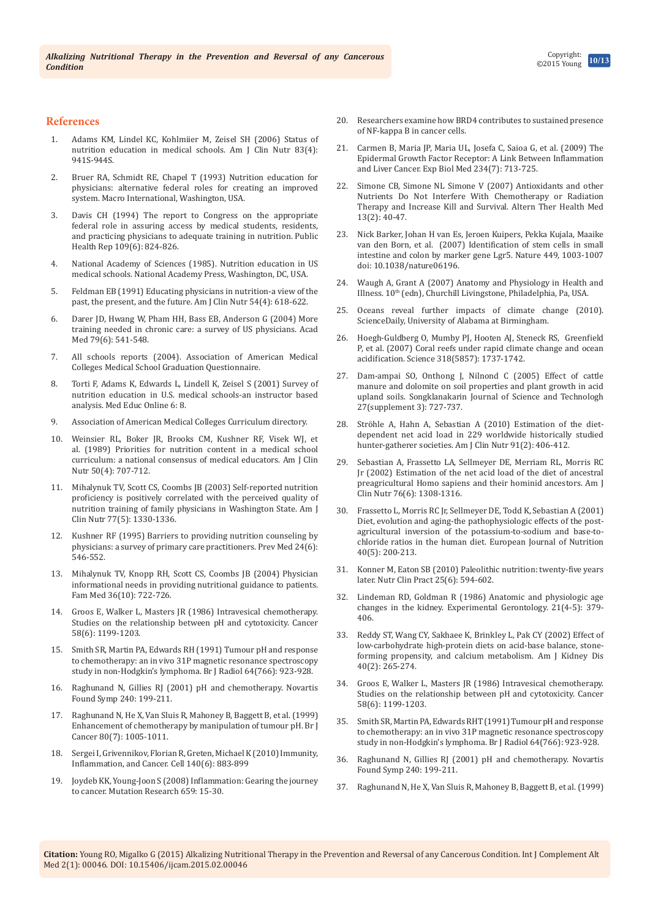## References

1. Adams KM, Lindel KC, Kohlmiier M, Zeisel SH (2006) Status of nutrition education in medical schools. Am J Clin Nutr 83(4): 941S-944S.
2. Bruer RA, Schmidt RE, Chapel T (1993) Nutrition education for physicians: alternative federal roles for creating an improved system. Macro International, Washington, USA.
3. Davis CH (1994) The report to Congress on the appropriate federal role in assuring access by medical students, residents, and practicing physicians to adequate training in nutrition. Public Health Rep 109(6): 824-826.
4. National Academy of Sciences (1985). Nutrition education in US medical schools. National Academy Press, Washington, DC, USA.
5. Feldman EB (1991) Educating physicians in nutrition-a view of the past, the present, and the future. Am J Clin Nutr 54(4): 618-622.
6. Darer JD, Hwang W, Pham HH, Bass EB, Anderson G (2004) More training needed in chronic care: a survey of US physicians. Acad Med 79(6): 541-548.
7. All schools reports (2004). Association of American Medical Colleges Medical School Graduation Questionnaire.
8. Torti F, Adams K, Edwards L, Lindell K, Zeisel S (2001) Survey of nutrition education in U.S. medical schools-an instructor based analysis. Med Educ Online 6: 8.
9. Association of American Medical Colleges Curriculum directory.
10. Weinsier RL, Boker JR, Brooks CM, Kushner RF, Visek WJ, et al. (1989) Priorities for nutrition content in a medical school curriculum: a national consensus of medical educators. Am J Clin Nutr 50(4): 707-712.
11. Mihalynuk TV, Scott CS, Coombs JB (2003) Self-reported nutrition proficiency is positively correlated with the perceived quality of nutrition training of family physicians in Washington State. Am J Clin Nutr 77(5): 1330-1336.
12. Kushner RF (1995) Barriers to providing nutrition counseling by physicians: a survey of primary care practitioners. Prev Med 24(6): 546-552.
13. Mihalynuk TV, Knopp RH, Scott CS, Coombs JB (2004) Physician informational needs in providing nutritional guidance to patients. Fam Med 36(10): 722-726.
14. Groos E, Walker L, Masters JR (1986) Intravesical chemotherapy. Studies on the relationship between pH and cytotoxicity. Cancer 58(6): 1199-1203.
15. Smith SR, Martin PA, Edwards RH (1991) Tumour pH and response to chemotherapy: an in vivo 31P magnetic resonance spectroscopy study in non-Hodgkin's lymphoma. Br J Radiol 64(766): 923-928.
16. Raghunand N, Gillies RJ (2001) pH and chemotherapy. Novartis Found Symp 240: 199-211.
17. Raghunand N, He X, Van Sluis R, Mahoney B, Baggett B, et al. (1999) Enhancement of chemotherapy by manipulation of tumour pH. Br J Cancer 80(7): 1005-1011.
18. Sergei I, Grivennikov, Florian R, Greten, Michael K (2010) Immunity, Inflammation, and Cancer. Cell 140(6): 883-899
19. Joydeb KK, Young-Joon S (2008) Inflammation: Gearing the journey to cancer. Mutation Research 659: 15-30.
20. Researchers examine how BRD4 contributes to sustained presence of NF-kappa B in cancer cells.
21. Carmen B, Maria JP, Maria UL, Josefa C, Saioa G, et al. (2009) The Epidermal Growth Factor Receptor: A Link Between Inflammation and Liver Cancer. Exp Biol Med 234(7): 713-725.
22. Simone CB, Simone NL Simone V (2007) Antioxidants and other Nutrients Do Not Interfere With Chemotherapy or Radiation Therapy and Increase Kill and Survival. Altern Ther Health Med 13(2): 40-47.
23. Nick Barker, Johan H van Es, Jeroen Kuipers, Pekka Kujala, Maaike van den Born, et al. (2007) Identification of stem cells in small intestine and colon by marker gene Lgr5. Nature 449, 1003-1007 doi: 10.1038/nature06196.
24. Waugh A, Grant A (2007) Anatomy and Physiology in Health and Illness. 10th (edn), Churchill Livingstone, Philadelphia, Pa, USA.
25. Oceans reveal further impacts of climate change (2010). ScienceDaily, University of Alabama at Birmingham.
26. Hoegh-Guldberg O, Mumby PJ, Hooten AJ, Steneck RS, Greenfield P, et al. (2007) Coral reefs under rapid climate change and ocean acidification. Science 318(5857): 1737-1742.
27. Dam-ampai SO, Onthong J, Nilnond C (2005) Effect of cattle manure and dolomite on soil properties and plant growth in acid upland soils. Songklanakarin Journal of Science and Technologh 27(supplement 3): 727-737.
28. Ströhle A, Hahn A, Sebastian A (2010) Estimation of the diet-dependent net acid load in 229 worldwide historically studied hunter-gatherer societies. Am J Clin Nutr 91(2): 406-412.
29. Sebastian A, Frassetto LA, Sellmeyer DE, Merriam RL, Morris RC Jr (2002) Estimation of the net acid load of the diet of ancestral preagricultural Homo sapiens and their hominid ancestors. Am J Clin Nutr 76(6): 1308-1316.
30. Frassetto L, Morris RC Jr, Sellmeyer DE, Todd K, Sebastian A (2001) Diet, evolution and aging-the pathophysiologic effects of the post-agricultural inversion of the potassium-to-sodium and base-to-chloride ratios in the human diet. European Journal of Nutrition 40(5): 200-213.
31. Konner M, Eaton SB (2010) Paleolithic nutrition: twenty-five years later. Nutr Clin Pract 25(6): 594-602.
32. Lindeman RD, Goldman R (1986) Anatomic and physiologic age changes in the kidney. Experimental Gerontology. 21(4-5): 379-406.
33. Reddy ST, Wang CY, Sakhaee K, Brinkley L, Pak CY (2002) Effect of low-carbohydrate high-protein diets on acid-base balance, stone-forming propensity, and calcium metabolism. Am J Kidney Dis 40(2): 265-274.
34. Groos E, Walker L, Masters JR (1986) Intravesical chemotherapy. Studies on the relationship between pH and cytotoxicity. Cancer 58(6): 1199-1203.
35. Smith SR, Martin PA, Edwards RHT (1991) Tumour pH and response to chemotherapy: an in vivo 31P magnetic resonance spectroscopy study in non-Hodgkin's lymphoma. Br J Radiol 64(766): 923-928.
36. Raghunand N, Gillies RJ (2001) pH and chemotherapy. Novartis Found Symp 240: 199-211.
37. Raghunand N, He X, Van Sluis R, Mahoney B, Baggett B, et al. (1999)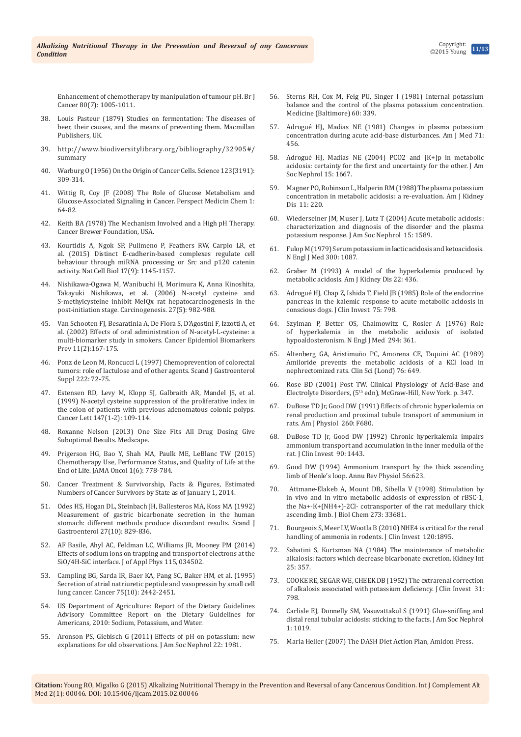Enhancement of chemotherapy by manipulation of tumour pH. Br J Cancer 80(7): 1005-1011.

38. Louis Pasteur (1879) Studies on fermentation: The diseases of beer, their causes, and the means of preventing them. Macmillan Publishers, UK.
39. http://www.biodiversitylibrary.org/bibliography/32905#/summary
40. Warburg O (1956) On the Origin of Cancer Cells. Science 123(3191): 309-314.
41. Wittig R, Coy JF (2008) The Role of Glucose Metabolism and Glucose-Associated Signaling in Cancer. Perspect Medicin Chem 1: 64-82.
42. Keith BA (1978) The Mechanism Involved and a High pH Therapy. Cancer Brewer Foundation, USA.
43. Kourtidis A, Ngok SP, Pulimeno P, Feathers RW, Carpio LR, et al. (2015) Distinct E-cadherin-based complexes regulate cell behaviour through miRNA processing or Src and p120 catenin activity. Nat Cell Biol 17(9): 1145-1157.
44. Nishikawa-Ogawa M, Wanibuchi H, Morimura K, Anna Kinoshita, Takayuki Nishikawa, et al. (2006) N-acetyl cysteine and S-methylcysteine inhibit MeIQx rat hepatocarcinogenesis in the post-initiation stage. Carcinogenesis. 27(5): 982-988.
45. Van Schooten FJ, Besaratinia A, De Flora S, D'Agostini F, Izzotti A, et al. (2002) Effects of oral administration of N-acetyl-L-cysteine: a multi-biomarker study in smokers. Cancer Epidemiol Biomarkers Prev 11(2):167-175.
46. Ponz de Leon M, Roncucci L (1997) Chemoprevention of colorectal tumors: role of lactulose and of other agents. Scand J Gastroenterol Suppl 222: 72-75.
47. Estensen RD, Levy M, Klopp SJ, Galbraith AR, Mandel JS, et al. (1999) N-acetyl cysteine suppression of the proliferative index in the colon of patients with previous adenomatous colonic polyps. Cancer Lett 147(1-2): 109-114.
48. Roxanne Nelson (2013) One Size Fits All Drug Dosing Give Suboptimal Results. Medscape.
49. Prigerson HG, Bao Y, Shah MA, Paulk ME, LeBlanc TW (2015) Chemotherapy Use, Performance Status, and Quality of Life at the End of Life. JAMA Oncol 1(6): 778-784.
50. Cancer Treatment & Survivorship, Facts & Figures, Estimated Numbers of Cancer Survivors by State as of January 1, 2014.
51. Odes HS, Hogan DL, Steinbach JH, Ballesteros MA, Koss MA (1992) Measurement of gastric bicarbonate secretion in the human stomach: different methods produce discordant results. Scand J Gastroenterol 27(10): 829-836.
52. AF Basile, Ahyl AC, Feldman LC, Williams JR, Mooney PM (2014) Effects of sodium ions on trapping and transport of electrons at the SiO/4H-SiC interface. J of Appl Phys 115, 034502.
53. Campling BG, Sarda IR, Baer KA, Pang SC, Baker HM, et al. (1995) Secretion of atrial natriuretic peptide and vasopressin by small cell lung cancer. Cancer 75(10): 2442-2451.
54. US Department of Agriculture: Report of the Dietary Guidelines Advisory Committee Report on the Dietary Guidelines for Americans, 2010: Sodium, Potassium, and Water.
55. Aronson PS, Giebisch G (2011) Effects of pH on potassium: new explanations for old observations. J Am Soc Nephrol 22: 1981.
56. Sterns RH, Cox M, Feig PU, Singer I (1981) Internal potassium balance and the control of the plasma potassium concentration. Medicine (Baltimore) 60: 339.
57. Adrogué HJ, Madias NE (1981) Changes in plasma potassium concentration during acute acid-base disturbances. Am J Med 71: 456.
58. Adrogué HJ, Madias NE (2004) PCO2 and [K+]p in metabolic acidosis: certainty for the first and uncertainty for the other. J Am Soc Nephrol 15: 1667.
59. Magner PO, Robinson L, Halperin RM (1988) The plasma potassium concentration in metabolic acidosis: a re-evaluation. Am J Kidney Dis 11: 220.
60. Wiederseiner JM, Muser J, Lutz T (2004) Acute metabolic acidosis: characterization and diagnosis of the disorder and the plasma potassium response. J Am Soc Nephrol 15: 1589.
61. Fulop M (1979) Serum potassium in lactic acidosis and ketoacidosis. N Engl J Med 300: 1087.
62. Graber M (1993) A model of the hyperkalemia produced by metabolic acidosis. Am J Kidney Dis 22: 436.
63. Adrogué HJ, Chap Z, Ishida T, Field JB (1985) Role of the endocrine pancreas in the kalemic response to acute metabolic acidosis in conscious dogs. J Clin Invest 75: 798.
64. Szylman P, Better OS, Chaimowitz C, Rosler A (1976) Role of hyperkalemia in the metabolic acidosis of isolated hypoaldosteronism. N Engl J Med 294: 361.
65. Altenberg GA, Aristimuño PC, Amorena CE, Taquini AC (1989) Amiloride prevents the metabolic acidosis of a KCl load in nephrectomized rats. Clin Sci (Lond) 76: 649.
66. Rose BD (2001) Post TW. Clinical Physiology of Acid-Base and Electrolyte Disorders, (5th edn), McGraw-Hill, New York. p. 347.
67. DuBose TD Jr, Good DW (1991) Effects of chronic hyperkalemia on renal production and proximal tubule transport of ammonium in rats. Am J Physiol 260: F680.
68. DuBose TD Jr, Good DW (1992) Chronic hyperkalemia impairs ammonium transport and accumulation in the inner medulla of the rat. J Clin Invest 90: 1443.
69. Good DW (1994) Ammonium transport by the thick ascending limb of Henle's loop. Annu Rev Physiol 56:623.
70. Attmane-Elakeb A, Mount DB, Sibella V (1998) Stimulation by in vivo and in vitro metabolic acidosis of expression of rBSC-1, the Na+-K+(NH4+)-2Cl- cotransporter of the rat medullary thick ascending limb. J Biol Chem 273: 33681.
71. Bourgeois S, Meer LV, Wootla B (2010) NHE4 is critical for the renal handling of ammonia in rodents. J Clin Invest 120:1895.
72. Sabatini S, Kurtzman NA (1984) The maintenance of metabolic alkalosis: factors which decrease bicarbonate excretion. Kidney Int 25: 357.
73. COOKE RE, SEGAR WE, CHEEK DB (1952) The extrarenal correction of alkalosis associated with potassium deficiency. J Clin Invest 31: 798.
74. Carlisle EJ, Donnelly SM, Vasuvattakul S (1991) Glue-sniffing and distal renal tubular acidosis: sticking to the facts. J Am Soc Nephrol 1: 1019.
75. Marla Heller (2007) The DASH Diet Action Plan, Amidon Press.

**Citation:** Young RO, Migalko G (2015) Alkalizing Nutritional Therapy in the Prevention and Reversal of any Cancerous Condition. Int J Complement Alt Med 2(1): 00046. DOI: 10.15406/ijcam.2015.02.00046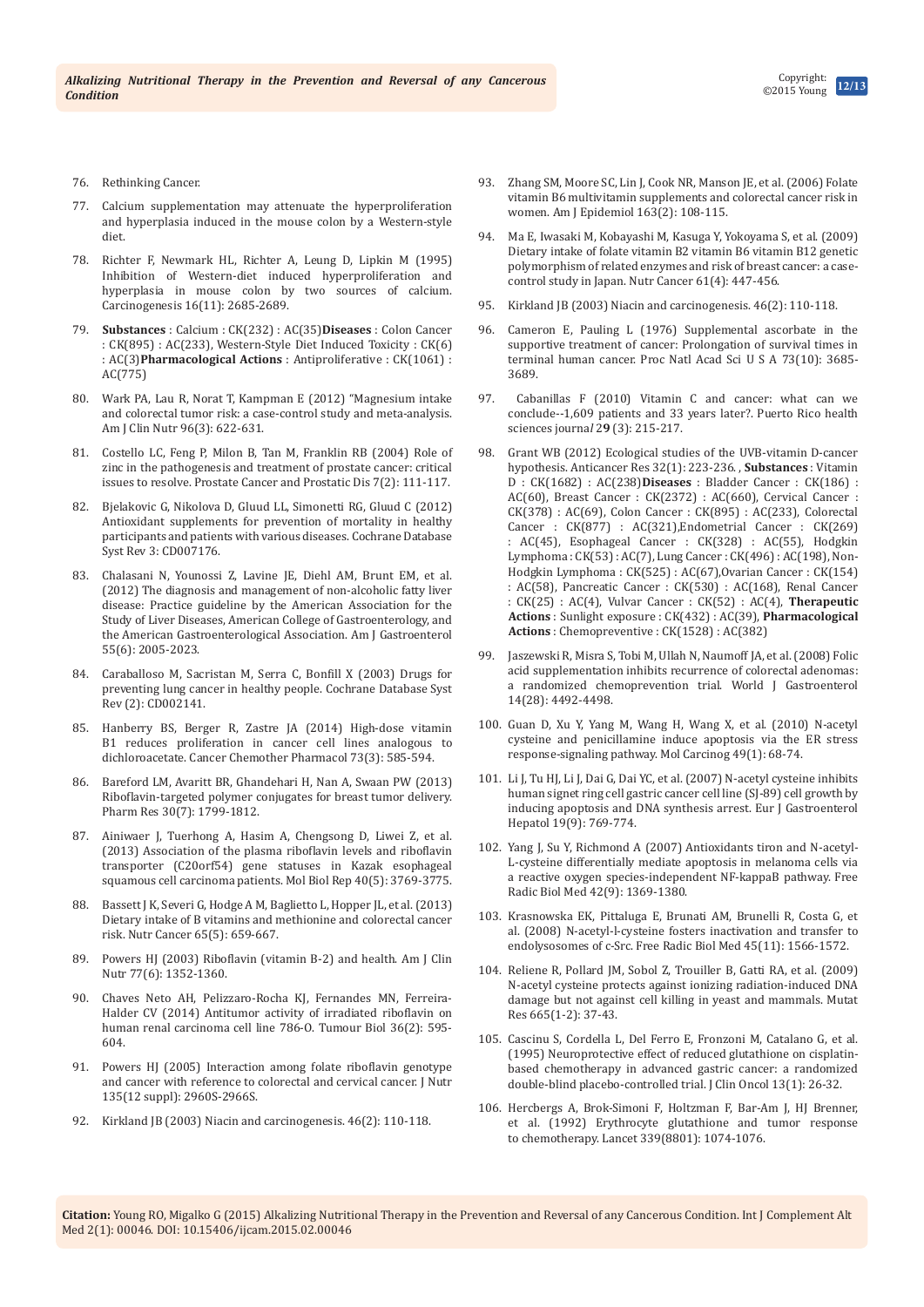76. Rethinking Cancer.

77. Calcium supplementation may attenuate the hyperproliferation and hyperplasia induced in the mouse colon by a Western-style diet.

78. Richter F, Newmark HL, Richter A, Leung D, Lipkin M (1995) Inhibition of Western-diet induced hyperproliferation and hyperplasia in mouse colon by two sources of calcium. Carcinogenesis 16(11): 2685-2689.

79. **Substances** : Calcium : CK(232) : AC(35)**Diseases** : Colon Cancer : CK(895) : AC(233), Western-Style Diet Induced Toxicity : CK(6) : AC(3)**Pharmacological Actions** : Antiproliferative : CK(1061) : AC(775)

80. Wark PA, Lau R, Norat T, Kampman E (2012) "Magnesium intake and colorectal tumor risk: a case-control study and meta-analysis. Am J Clin Nutr 96(3): 622-631.

81. Costello LC, Feng P, Milon B, Tan M, Franklin RB (2004) Role of zinc in the pathogenesis and treatment of prostate cancer: critical issues to resolve. Prostate Cancer and Prostatic Dis 7(2): 111-117.

82. Bjelakovic G, Nikolova D, Gluud LL, Simonetti RG, Gluud C (2012) Antioxidant supplements for prevention of mortality in healthy participants and patients with various diseases. Cochrane Database Syst Rev 3: CD007176.

83. Chalasani N, Younossi Z, Lavine JE, Diehl AM, Brunt EM, et al. (2012) The diagnosis and management of non-alcoholic fatty liver disease: Practice guideline by the American Association for the Study of Liver Diseases, American College of Gastroenterology, and the American Gastroenterological Association. Am J Gastroenterol 55(6): 2005-2023.

84. Caraballoso M, Sacristan M, Serra C, Bonfill X (2003) Drugs for preventing lung cancer in healthy people. Cochrane Database Syst Rev (2): CD002141.

85. Hanberry BS, Berger R, Zastre JA (2014) High-dose vitamin B1 reduces proliferation in cancer cell lines analogous to dichloroacetate. Cancer Chemother Pharmacol 73(3): 585-594.

86. Bareford LM, Avaritt BR, Ghandehari H, Nan A, Swaan PW (2013) Riboflavin-targeted polymer conjugates for breast tumor delivery. Pharm Res 30(7): 1799-1812.

87. Ainiwaer J, Tuerhong A, Hasim A, Chengsong D, Liwei Z, et al. (2013) Association of the plasma riboflavin levels and riboflavin transporter (C20orf54) gene statuses in Kazak esophageal squamous cell carcinoma patients. Mol Biol Rep 40(5): 3769-3775.

88. Bassett JK, Severi G, Hodge A M, Baglietto L, Hopper JL, et al. (2013) Dietary intake of B vitamins and methionine and colorectal cancer risk. Nutr Cancer 65(5): 659-667.

89. Powers HJ (2003) Riboflavin (vitamin B-2) and health. Am J Clin Nutr 77(6): 1352-1360.

90. Chaves Neto AH, Pelizzaro-Rocha KJ, Fernandes MN, Ferreira-Halder CV (2014) Antitumor activity of irradiated riboflavin on human renal carcinoma cell line 786-O. Tumour Biol 36(2): 595-604.

91. Powers HJ (2005) Interaction among folate riboflavin genotype and cancer with reference to colorectal and cervical cancer. J Nutr 135(12 suppl): 2960S-2966S.

92. Kirkland JB (2003) Niacin and carcinogenesis. 46(2): 110-118.

93. Zhang SM, Moore SC, Lin J, Cook NR, Manson JE, et al. (2006) Folate vitamin B6 multivitamin supplements and colorectal cancer risk in women. Am J Epidemiol 163(2): 108-115.

94. Ma E, Iwasaki M, Kobayashi M, Kasuga Y, Yokoyama S, et al. (2009) Dietary intake of folate vitamin B2 vitamin B6 vitamin B12 genetic polymorphism of related enzymes and risk of breast cancer: a case-control study in Japan. Nutr Cancer 61(4): 447-456.

95. Kirkland JB (2003) Niacin and carcinogenesis. 46(2): 110-118.

96. Cameron E, Pauling L (1976) Supplemental ascorbate in the supportive treatment of cancer: Prolongation of survival times in terminal human cancer. Proc Natl Acad Sci U S A 73(10): 3685-3689.

97. Cabanillas F (2010) Vitamin C and cancer: what can we conclude--1,609 patients and 33 years later?. Puerto Rico health sciences journal 2**9** (3): 215-217.

98. Grant WB (2012) Ecological studies of the UVB-vitamin D-cancer hypothesis. Anticancer Res 32(1): 223-236. , **Substances** : Vitamin D : CK(1682) : AC(238)**Diseases** : Bladder Cancer : CK(186) : AC(60), Breast Cancer : CK(2372) : AC(660), Cervical Cancer : CK(378) : AC(69), Colon Cancer : CK(895) : AC(233), Colorectal Cancer : CK(877) : AC(321),Endometrial Cancer : CK(269) : AC(45), Esophageal Cancer : CK(328) : AC(55), Hodgkin Lymphoma : CK(53) : AC(7), Lung Cancer : CK(496) : AC(198), Non-Hodgkin Lymphoma : CK(525) : AC(67),Ovarian Cancer : CK(154) : AC(58), Pancreatic Cancer : CK(530) : AC(168), Renal Cancer : CK(25) : AC(4), Vulvar Cancer : CK(52) : AC(4), **Therapeutic Actions** : Sunlight exposure : CK(432) : AC(39), **Pharmacological Actions** : Chemopreventive : CK(1528) : AC(382)

99. Jaszewski R, Misra S, Tobi M, Ullah N, Naumoff JA, et al. (2008) Folic acid supplementation inhibits recurrence of colorectal adenomas: a randomized chemoprevention trial. World J Gastroenterol 14(28): 4492-4498.

100. Guan D, Xu Y, Yang M, Wang H, Wang X, et al. (2010) N-acetyl cysteine and penicillamine induce apoptosis via the ER stress response-signaling pathway. Mol Carcinog 49(1): 68-74.

101. Li J, Tu HJ, Li J, Dai G, Dai YC, et al. (2007) N-acetyl cysteine inhibits human signet ring cell gastric cancer cell line (SJ-89) cell growth by inducing apoptosis and DNA synthesis arrest. Eur J Gastroenterol Hepatol 19(9): 769-774.

102. Yang J, Su Y, Richmond A (2007) Antioxidants tiron and N-acetyl-L-cysteine differentially mediate apoptosis in melanoma cells via a reactive oxygen species-independent NF-kappaB pathway. Free Radic Biol Med 42(9): 1369-1380.

103. Krasnowska EK, Pittaluga E, Brunati AM, Brunelli R, Costa G, et al. (2008) N-acetyl-l-cysteine fosters inactivation and transfer to endolysosomes of c-Src. Free Radic Biol Med 45(11): 1566-1572.

104. Reliene R, Pollard JM, Sobol Z, Trouiller B, Gatti RA, et al. (2009) N-acetyl cysteine protects against ionizing radiation-induced DNA damage but not against cell killing in yeast and mammals. Mutat Res 665(1-2): 37-43.

105. Cascinu S, Cordella L, Del Ferro E, Fronzoni M, Catalano G, et al. (1995) Neuroprotective effect of reduced glutathione on cisplatin-based chemotherapy in advanced gastric cancer: a randomized double-blind placebo-controlled trial. J Clin Oncol 13(1): 26-32.

106. Hercbergs A, Brok-Simoni F, Holtzman F, Bar-Am J, HJ Brenner, et al. (1992) Erythrocyte glutathione and tumor response to chemotherapy. Lancet 339(8801): 1074-1076.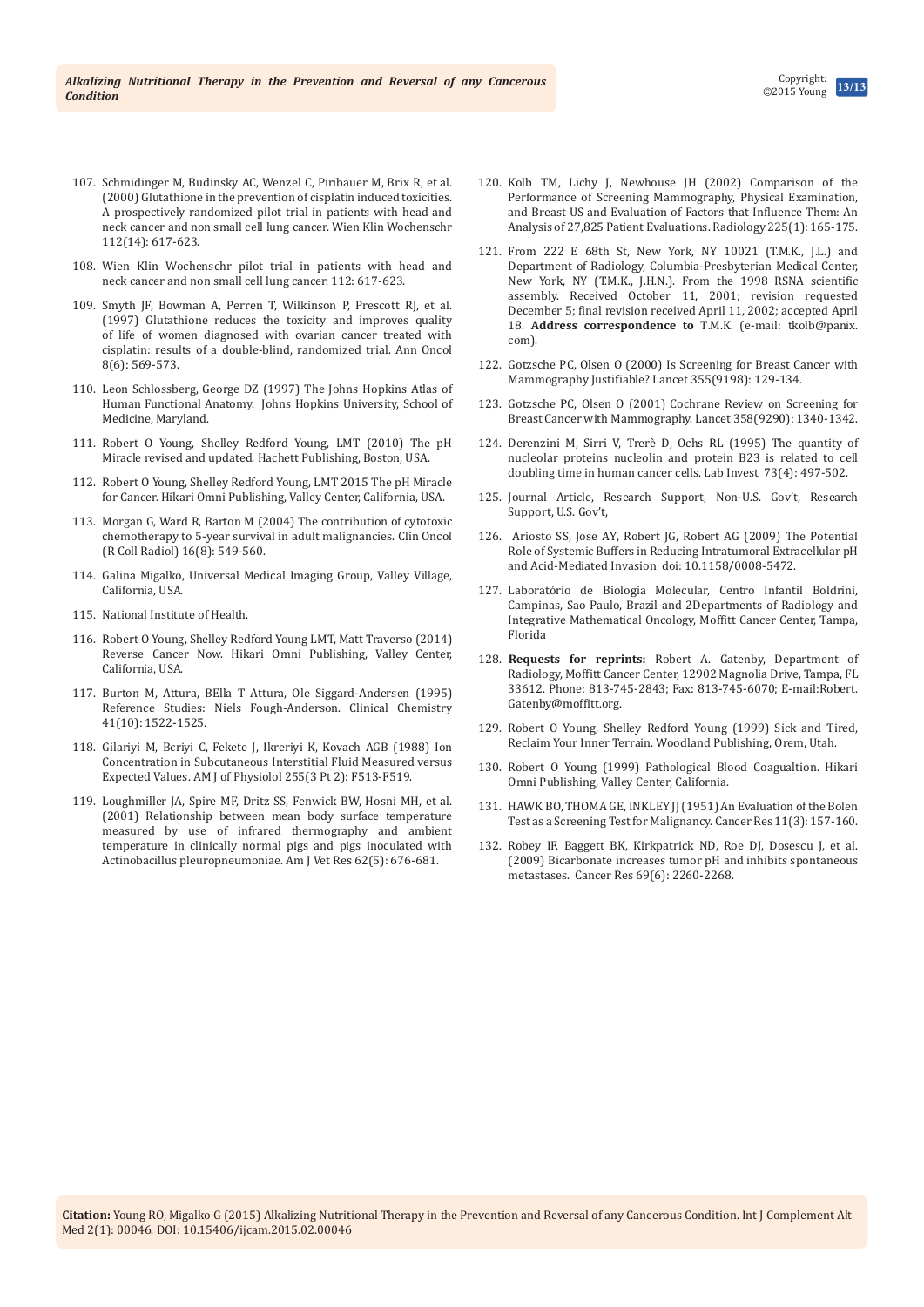107. Schmidinger M, Budinsky AC, Wenzel C, Piribauer M, Brix R, et al. (2000) Glutathione in the prevention of cisplatin induced toxicities. A prospectively randomized pilot trial in patients with head and neck cancer and non small cell lung cancer. Wien Klin Wochenschr 112(14): 617-623.

108. Wien Klin Wochenschr pilot trial in patients with head and neck cancer and non small cell lung cancer. 112: 617-623.

109. Smyth JF, Bowman A, Perren T, Wilkinson P, Prescott RJ, et al. (1997) Glutathione reduces the toxicity and improves quality of life of women diagnosed with ovarian cancer treated with cisplatin: results of a double-blind, randomized trial. Ann Oncol 8(6): 569-573.

110. Leon Schlossberg, George DZ (1997) The Johns Hopkins Atlas of Human Functional Anatomy. Johns Hopkins University, School of Medicine, Maryland.

111. Robert O Young, Shelley Redford Young, LMT (2010) The pH Miracle revised and updated. Hachett Publishing, Boston, USA.

112. Robert O Young, Shelley Redford Young, LMT 2015 The pH Miracle for Cancer. Hikari Omni Publishing, Valley Center, California, USA.

113. Morgan G, Ward R, Barton M (2004) The contribution of cytotoxic chemotherapy to 5-year survival in adult malignancies. Clin Oncol (R Coll Radiol) 16(8): 549-560.

114. Galina Migalko, Universal Medical Imaging Group, Valley Village, California, USA.

115. National Institute of Health.

116. Robert O Young, Shelley Redford Young LMT, Matt Traverso (2014) Reverse Cancer Now. Hikari Omni Publishing, Valley Center, California, USA.

117. Burton M, Attura, BElla T Attura, Ole Siggard-Andersen (1995) Reference Studies: Niels Fough-Anderson. Clinical Chemistry 41(10): 1522-1525.

118. Gilariyi M, Bcriyi C, Fekete J, Ikreriyi K, Kovach AGB (1988) Ion Concentration in Subcutaneous Interstitial Fluid Measured versus Expected Values. AM J of Physiolol 255(3 Pt 2): F513-F519.

119. Loughmiller JA, Spire MF, Dritz SS, Fenwick BW, Hosni MH, et al. (2001) Relationship between mean body surface temperature measured by use of infrared thermography and ambient temperature in clinically normal pigs and pigs inoculated with Actinobacillus pleuropneumoniae. Am J Vet Res 62(5): 676-681.

120. Kolb TM, Lichy J, Newhouse JH (2002) Comparison of the Performance of Screening Mammography, Physical Examination, and Breast US and Evaluation of Factors that Influence Them: An Analysis of 27,825 Patient Evaluations. Radiology 225(1): 165-175.

121. From 222 E 68th St, New York, NY 10021 (T.M.K., J.L.) and Department of Radiology, Columbia-Presbyterian Medical Center, New York, NY (T.M.K., J.H.N.). From the 1998 RSNA scientific assembly. Received October 11, 2001; revision requested December 5; final revision received April 11, 2002; accepted April 18. **Address correspondence to** T.M.K. (e-mail: tkolb@panix.com).

122. Gotzsche PC, Olsen O (2000) Is Screening for Breast Cancer with Mammography Justifiable? Lancet 355(9198): 129-134.

123. Gotzsche PC, Olsen O (2001) Cochrane Review on Screening for Breast Cancer with Mammography. Lancet 358(9290): 1340-1342.

124. Derenzini M, Sirri V, Trerè D, Ochs RL (1995) The quantity of nucleolar proteins nucleolin and protein B23 is related to cell doubling time in human cancer cells. Lab Invest 73(4): 497-502.

125. Journal Article, Research Support, Non-U.S. Gov't, Research Support, U.S. Gov't,

126. Ariosto SS, Jose AY, Robert JG, Robert AG (2009) The Potential Role of Systemic Buffers in Reducing Intratumoral Extracellular pH and Acid-Mediated Invasion doi: 10.1158/0008-5472.

127. Laboratório de Biologia Molecular, Centro Infantil Boldrini, Campinas, Sao Paulo, Brazil and 2Departments of Radiology and Integrative Mathematical Oncology, Moffitt Cancer Center, Tampa, Florida

128. **Requests for reprints:** Robert A. Gatenby, Department of Radiology, Moffitt Cancer Center, 12902 Magnolia Drive, Tampa, FL 33612. Phone: 813-745-2843; Fax: 813-745-6070; E-mail:Robert.Gatenby@moffitt.org.

129. Robert O Young, Shelley Redford Young (1999) Sick and Tired, Reclaim Your Inner Terrain. Woodland Publishing, Orem, Utah.

130. Robert O Young (1999) Pathological Blood Coagualtion. Hikari Omni Publishing, Valley Center, California.

131. HAWK BO, THOMA GE, INKLEY JJ (1951) An Evaluation of the Bolen Test as a Screening Test for Malignancy. Cancer Res 11(3): 157-160.

132. Robey IF, Baggett BK, Kirkpatrick ND, Roe DJ, Dosescu J, et al. (2009) Bicarbonate increases tumor pH and inhibits spontaneous metastases. Cancer Res 69(6): 2260-2268.

**Citation:** Young RO, Migalko G (2015) Alkalizing Nutritional Therapy in the Prevention and Reversal of any Cancerous Condition. Int J Complement Alt Med 2(1): 00046. DOI: 10.15406/ijcam.2015.02.00046